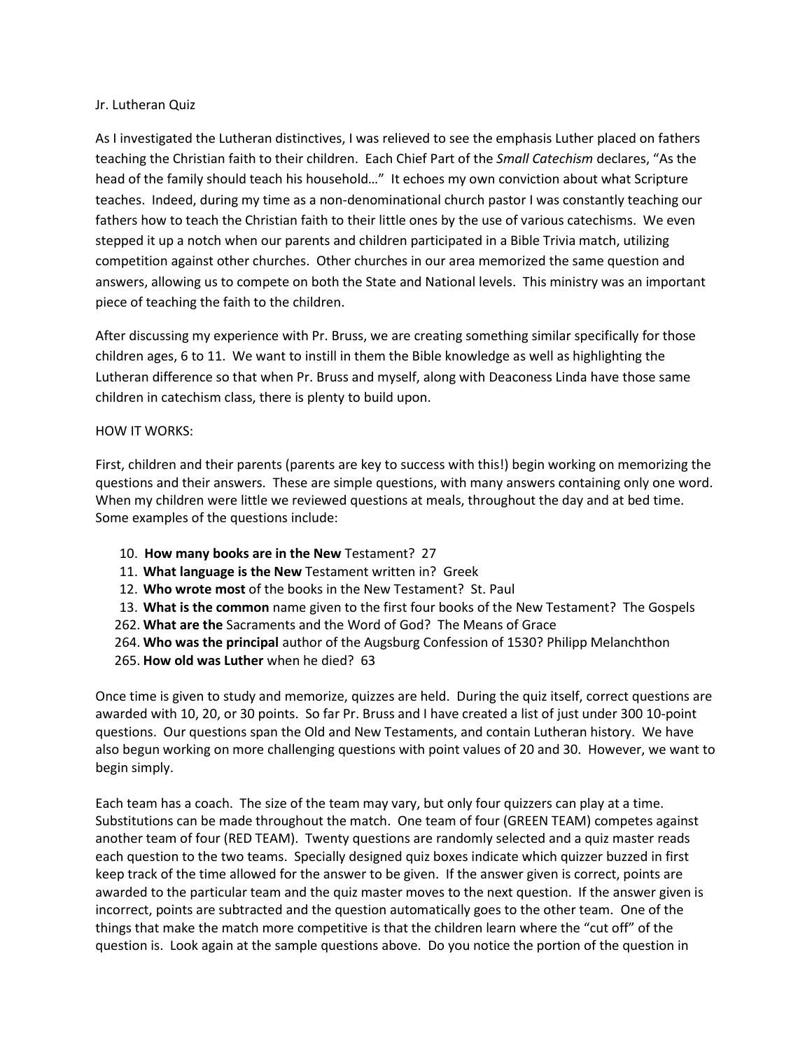Jr. Lutheran Quiz

As I investigated the Lutheran distinctives, I was relieved to see the emphasis Luther placed on fathers teaching the Christian faith to their children. Each Chief Part of the *Small Catechism* declares, "As the head of the family should teach his household…" It echoes my own conviction about what Scripture teaches. Indeed, during my time as a non-denominational church pastor I was constantly teaching our fathers how to teach the Christian faith to their little ones by the use of various catechisms. We even stepped it up a notch when our parents and children participated in a Bible Trivia match, utilizing competition against other churches. Other churches in our area memorized the same question and answers, allowing us to compete on both the State and National levels. This ministry was an important piece of teaching the faith to the children.

After discussing my experience with Pr. Bruss, we are creating something similar specifically for those children ages, 6 to 11. We want to instill in them the Bible knowledge as well as highlighting the Lutheran difference so that when Pr. Bruss and myself, along with Deaconess Linda have those same children in catechism class, there is plenty to build upon.

HOW IT WORKS:

First, children and their parents (parents are key to success with this!) begin working on memorizing the questions and their answers. These are simple questions, with many answers containing only one word. When my children were little we reviewed questions at meals, throughout the day and at bed time. Some examples of the questions include:

10. **How many books are in the New** Testament? 27
11. **What language is the New** Testament written in? Greek
12. **Who wrote most** of the books in the New Testament? St. Paul
13. **What is the common** name given to the first four books of the New Testament? The Gospels

262. **What are the** Sacraments and the Word of God? The Means of Grace
264. **Who was the principal** author of the Augsburg Confession of 1530? Philipp Melanchthon
265. **How old was Luther** when he died? 63

Once time is given to study and memorize, quizzes are held. During the quiz itself, correct questions are awarded with 10, 20, or 30 points. So far Pr. Bruss and I have created a list of just under 300 10-point questions. Our questions span the Old and New Testaments, and contain Lutheran history. We have also begun working on more challenging questions with point values of 20 and 30. However, we want to begin simply.

Each team has a coach. The size of the team may vary, but only four quizzers can play at a time. Substitutions can be made throughout the match. One team of four (GREEN TEAM) competes against another team of four (RED TEAM). Twenty questions are randomly selected and a quiz master reads each question to the two teams. Specially designed quiz boxes indicate which quizzer buzzed in first keep track of the time allowed for the answer to be given. If the answer given is correct, points are awarded to the particular team and the quiz master moves to the next question. If the answer given is incorrect, points are subtracted and the question automatically goes to the other team. One of the things that make the match more competitive is that the children learn where the "cut off" of the question is. Look again at the sample questions above. Do you notice the portion of the question in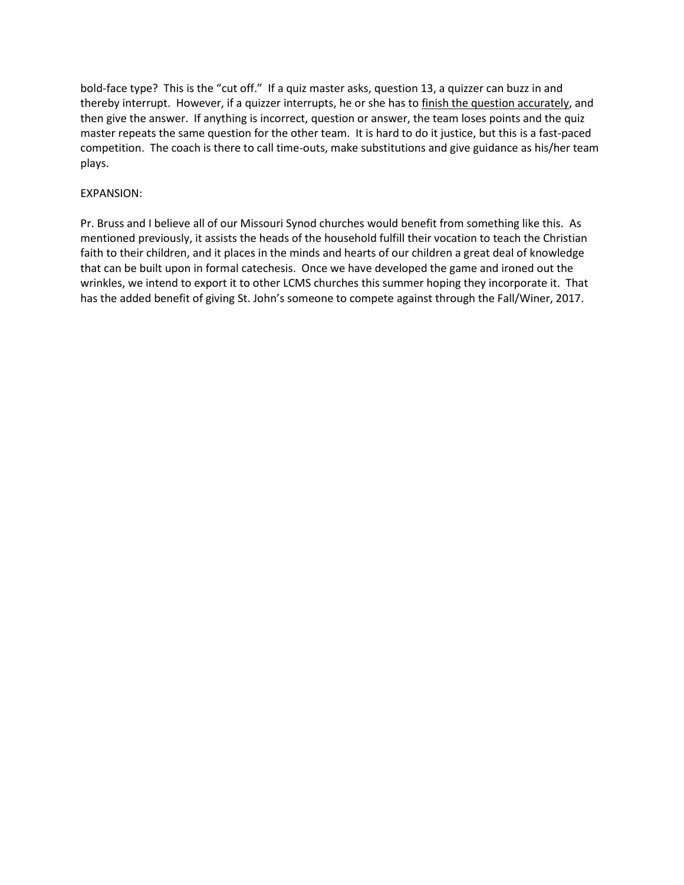bold-face type? This is the "cut off." If a quiz master asks, question 13, a quizzer can buzz in and thereby interrupt. However, if a quizzer interrupts, he or she has to <u>finish the question accurately</u>, and then give the answer. If anything is incorrect, question or answer, the team loses points and the quiz master repeats the same question for the other team. It is hard to do it justice, but this is a fast-paced competition. The coach is there to call time-outs, make substitutions and give guidance as his/her team plays.

EXPANSION:

Pr. Bruss and I believe all of our Missouri Synod churches would benefit from something like this. As mentioned previously, it assists the heads of the household fulfill their vocation to teach the Christian faith to their children, and it places in the minds and hearts of our children a great deal of knowledge that can be built upon in formal catechesis. Once we have developed the game and ironed out the wrinkles, we intend to export it to other LCMS churches this summer hoping they incorporate it. That has the added benefit of giving St. John's someone to compete against through the Fall/Winer, 2017.